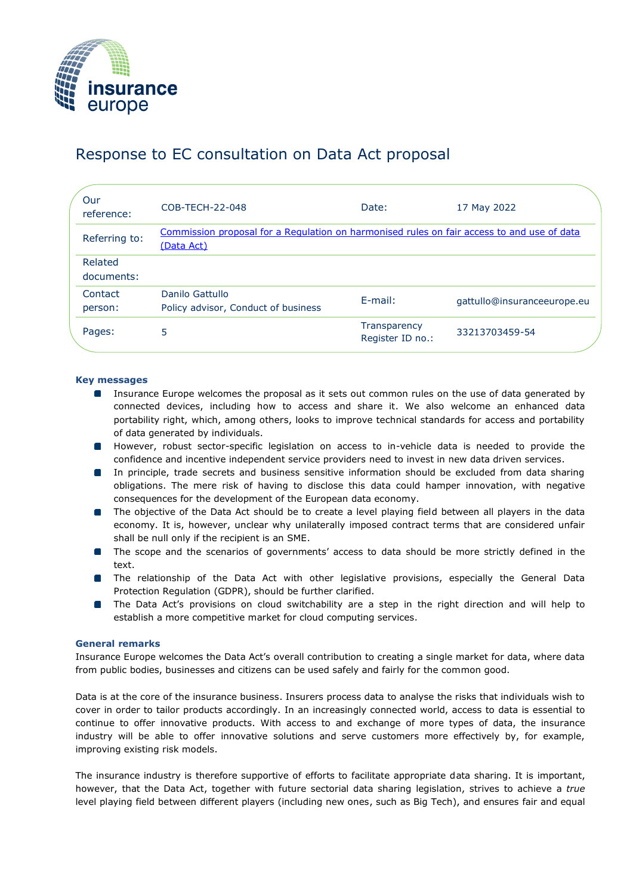# Response to EC consultation on Data Act proposal

| | | | |
|---|---|---|---|
| Our reference: | COB-TECH-22-048 | Date: | 17 May 2022 |
| Referring to: | Commission proposal for a Regulation on harmonised rules on fair access to and use of data (Data Act) | | |
| Related documents: | | | |
| Contact person: | Danilo Gattullo<br>Policy advisor, Conduct of business | E-mail: | gattullo@insuranceeurope.eu |
| Pages: | 5 | Transparency Register ID no.: | 33213703459-54 |

**Key messages**

- Insurance Europe welcomes the proposal as it sets out common rules on the use of data generated by connected devices, including how to access and share it. We also welcome an enhanced data portability right, which, among others, looks to improve technical standards for access and portability of data generated by individuals.
- However, robust sector-specific legislation on access to in-vehicle data is needed to provide the confidence and incentive independent service providers need to invest in new data driven services.
- In principle, trade secrets and business sensitive information should be excluded from data sharing obligations. The mere risk of having to disclose this data could hamper innovation, with negative consequences for the development of the European data economy.
- The objective of the Data Act should be to create a level playing field between all players in the data economy. It is, however, unclear why unilaterally imposed contract terms that are considered unfair shall be null only if the recipient is an SME.
- The scope and the scenarios of governments' access to data should be more strictly defined in the text.
- The relationship of the Data Act with other legislative provisions, especially the General Data Protection Regulation (GDPR), should be further clarified.
- The Data Act's provisions on cloud switchability are a step in the right direction and will help to establish a more competitive market for cloud computing services.

**General remarks**

Insurance Europe welcomes the Data Act's overall contribution to creating a single market for data, where data from public bodies, businesses and citizens can be used safely and fairly for the common good.

Data is at the core of the insurance business. Insurers process data to analyse the risks that individuals wish to cover in order to tailor products accordingly. In an increasingly connected world, access to data is essential to continue to offer innovative products. With access to and exchange of more types of data, the insurance industry will be able to offer innovative solutions and serve customers more effectively by, for example, improving existing risk models.

The insurance industry is therefore supportive of efforts to facilitate appropriate data sharing. It is important, however, that the Data Act, together with future sectorial data sharing legislation, strives to achieve a *true* level playing field between different players (including new ones, such as Big Tech), and ensures fair and equal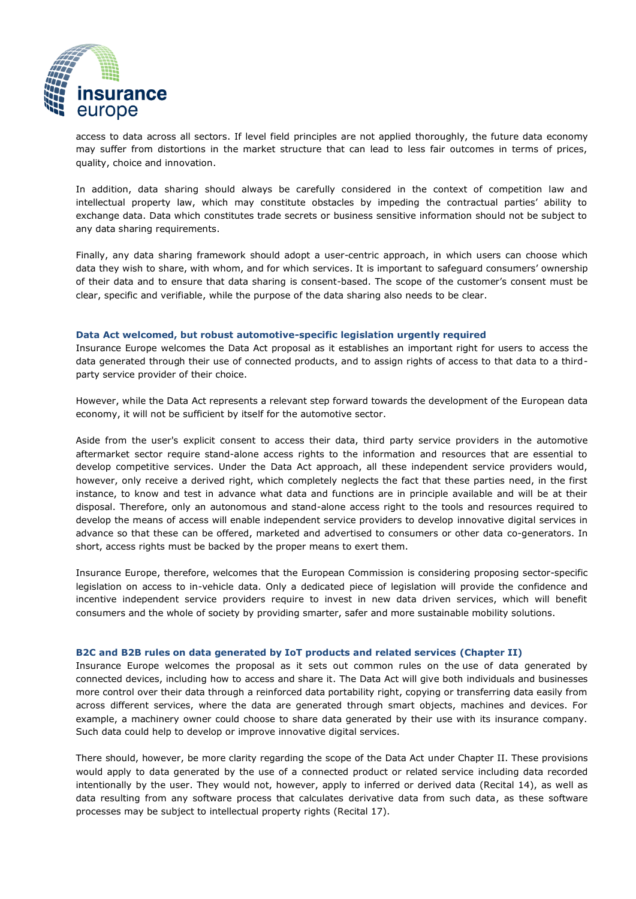access to data across all sectors. If level field principles are not applied thoroughly, the future data economy may suffer from distortions in the market structure that can lead to less fair outcomes in terms of prices, quality, choice and innovation.

In addition, data sharing should always be carefully considered in the context of competition law and intellectual property law, which may constitute obstacles by impeding the contractual parties' ability to exchange data. Data which constitutes trade secrets or business sensitive information should not be subject to any data sharing requirements.

Finally, any data sharing framework should adopt a user-centric approach, in which users can choose which data they wish to share, with whom, and for which services. It is important to safeguard consumers' ownership of their data and to ensure that data sharing is consent-based. The scope of the customer's consent must be clear, specific and verifiable, while the purpose of the data sharing also needs to be clear.

### Data Act welcomed, but robust automotive-specific legislation urgently required

Insurance Europe welcomes the Data Act proposal as it establishes an important right for users to access the data generated through their use of connected products, and to assign rights of access to that data to a third-party service provider of their choice.

However, while the Data Act represents a relevant step forward towards the development of the European data economy, it will not be sufficient by itself for the automotive sector.

Aside from the user's explicit consent to access their data, third party service providers in the automotive aftermarket sector require stand-alone access rights to the information and resources that are essential to develop competitive services. Under the Data Act approach, all these independent service providers would, however, only receive a derived right, which completely neglects the fact that these parties need, in the first instance, to know and test in advance what data and functions are in principle available and will be at their disposal. Therefore, only an autonomous and stand-alone access right to the tools and resources required to develop the means of access will enable independent service providers to develop innovative digital services in advance so that these can be offered, marketed and advertised to consumers or other data co-generators. In short, access rights must be backed by the proper means to exert them.

Insurance Europe, therefore, welcomes that the European Commission is considering proposing sector-specific legislation on access to in-vehicle data. Only a dedicated piece of legislation will provide the confidence and incentive independent service providers require to invest in new data driven services, which will benefit consumers and the whole of society by providing smarter, safer and more sustainable mobility solutions.

### B2C and B2B rules on data generated by IoT products and related services (Chapter II)

Insurance Europe welcomes the proposal as it sets out common rules on the use of data generated by connected devices, including how to access and share it. The Data Act will give both individuals and businesses more control over their data through a reinforced data portability right, copying or transferring data easily from across different services, where the data are generated through smart objects, machines and devices. For example, a machinery owner could choose to share data generated by their use with its insurance company. Such data could help to develop or improve innovative digital services.

There should, however, be more clarity regarding the scope of the Data Act under Chapter II. These provisions would apply to data generated by the use of a connected product or related service including data recorded intentionally by the user. They would not, however, apply to inferred or derived data (Recital 14), as well as data resulting from any software process that calculates derivative data from such data, as these software processes may be subject to intellectual property rights (Recital 17).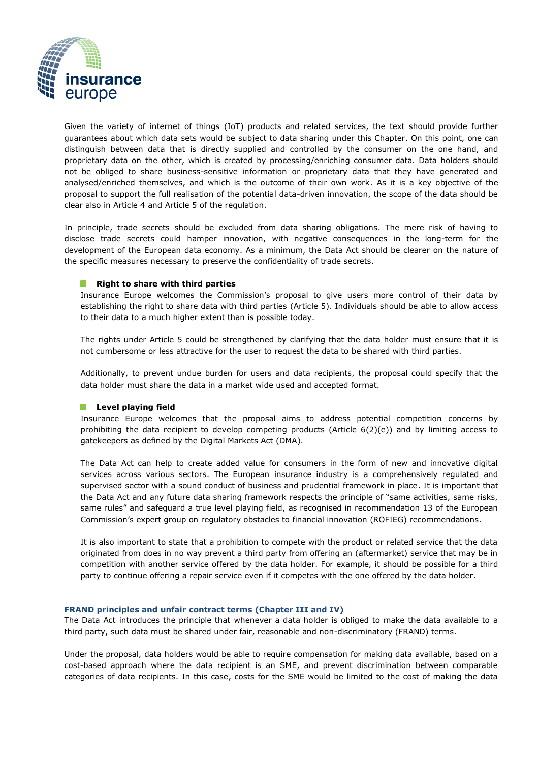Given the variety of internet of things (IoT) products and related services, the text should provide further guarantees about which data sets would be subject to data sharing under this Chapter. On this point, one can distinguish between data that is directly supplied and controlled by the consumer on the one hand, and proprietary data on the other, which is created by processing/enriching consumer data. Data holders should not be obliged to share business-sensitive information or proprietary data that they have generated and analysed/enriched themselves, and which is the outcome of their own work. As it is a key objective of the proposal to support the full realisation of the potential data-driven innovation, the scope of the data should be clear also in Article 4 and Article 5 of the regulation.

In principle, trade secrets should be excluded from data sharing obligations. The mere risk of having to disclose trade secrets could hamper innovation, with negative consequences in the long-term for the development of the European data economy. As a minimum, the Data Act should be clearer on the nature of the specific measures necessary to preserve the confidentiality of trade secrets.

- **Right to share with third parties**

  Insurance Europe welcomes the Commission's proposal to give users more control of their data by establishing the right to share data with third parties (Article 5). Individuals should be able to allow access to their data to a much higher extent than is possible today.

  The rights under Article 5 could be strengthened by clarifying that the data holder must ensure that it is not cumbersome or less attractive for the user to request the data to be shared with third parties.

  Additionally, to prevent undue burden for users and data recipients, the proposal could specify that the data holder must share the data in a market wide used and accepted format.

- **Level playing field**

  Insurance Europe welcomes that the proposal aims to address potential competition concerns by prohibiting the data recipient to develop competing products (Article 6(2)(e)) and by limiting access to gatekeepers as defined by the Digital Markets Act (DMA).

  The Data Act can help to create added value for consumers in the form of new and innovative digital services across various sectors. The European insurance industry is a comprehensively regulated and supervised sector with a sound conduct of business and prudential framework in place. It is important that the Data Act and any future data sharing framework respects the principle of "same activities, same risks, same rules" and safeguard a true level playing field, as recognised in recommendation 13 of the European Commission's expert group on regulatory obstacles to financial innovation (ROFIEG) recommendations.

  It is also important to state that a prohibition to compete with the product or related service that the data originated from does in no way prevent a third party from offering an (aftermarket) service that may be in competition with another service offered by the data holder. For example, it should be possible for a third party to continue offering a repair service even if it competes with the one offered by the data holder.

## FRAND principles and unfair contract terms (Chapter III and IV)

The Data Act introduces the principle that whenever a data holder is obliged to make the data available to a third party, such data must be shared under fair, reasonable and non-discriminatory (FRAND) terms.

Under the proposal, data holders would be able to require compensation for making data available, based on a cost-based approach where the data recipient is an SME, and prevent discrimination between comparable categories of data recipients. In this case, costs for the SME would be limited to the cost of making the data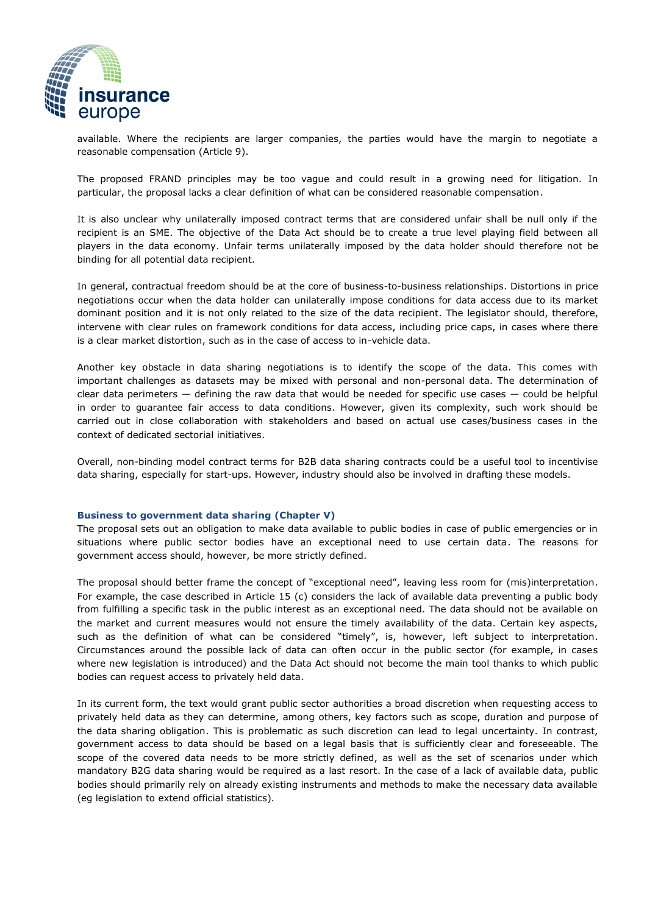available. Where the recipients are larger companies, the parties would have the margin to negotiate a reasonable compensation (Article 9).

The proposed FRAND principles may be too vague and could result in a growing need for litigation. In particular, the proposal lacks a clear definition of what can be considered reasonable compensation.

It is also unclear why unilaterally imposed contract terms that are considered unfair shall be null only if the recipient is an SME. The objective of the Data Act should be to create a true level playing field between all players in the data economy. Unfair terms unilaterally imposed by the data holder should therefore not be binding for all potential data recipient.

In general, contractual freedom should be at the core of business-to-business relationships. Distortions in price negotiations occur when the data holder can unilaterally impose conditions for data access due to its market dominant position and it is not only related to the size of the data recipient. The legislator should, therefore, intervene with clear rules on framework conditions for data access, including price caps, in cases where there is a clear market distortion, such as in the case of access to in-vehicle data.

Another key obstacle in data sharing negotiations is to identify the scope of the data. This comes with important challenges as datasets may be mixed with personal and non-personal data. The determination of clear data perimeters — defining the raw data that would be needed for specific use cases — could be helpful in order to guarantee fair access to data conditions. However, given its complexity, such work should be carried out in close collaboration with stakeholders and based on actual use cases/business cases in the context of dedicated sectorial initiatives.

Overall, non-binding model contract terms for B2B data sharing contracts could be a useful tool to incentivise data sharing, especially for start-ups. However, industry should also be involved in drafting these models.

### Business to government data sharing (Chapter V)

The proposal sets out an obligation to make data available to public bodies in case of public emergencies or in situations where public sector bodies have an exceptional need to use certain data. The reasons for government access should, however, be more strictly defined.

The proposal should better frame the concept of "exceptional need", leaving less room for (mis)interpretation. For example, the case described in Article 15 (c) considers the lack of available data preventing a public body from fulfilling a specific task in the public interest as an exceptional need. The data should not be available on the market and current measures would not ensure the timely availability of the data. Certain key aspects, such as the definition of what can be considered "timely", is, however, left subject to interpretation. Circumstances around the possible lack of data can often occur in the public sector (for example, in cases where new legislation is introduced) and the Data Act should not become the main tool thanks to which public bodies can request access to privately held data.

In its current form, the text would grant public sector authorities a broad discretion when requesting access to privately held data as they can determine, among others, key factors such as scope, duration and purpose of the data sharing obligation. This is problematic as such discretion can lead to legal uncertainty. In contrast, government access to data should be based on a legal basis that is sufficiently clear and foreseeable. The scope of the covered data needs to be more strictly defined, as well as the set of scenarios under which mandatory B2G data sharing would be required as a last resort. In the case of a lack of available data, public bodies should primarily rely on already existing instruments and methods to make the necessary data available (eg legislation to extend official statistics).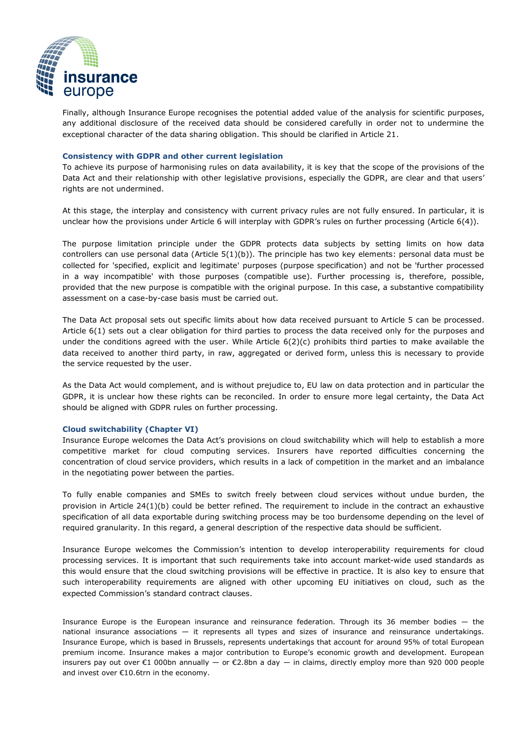Finally, although Insurance Europe recognises the potential added value of the analysis for scientific purposes, any additional disclosure of the received data should be considered carefully in order not to undermine the exceptional character of the data sharing obligation. This should be clarified in Article 21.

### Consistency with GDPR and other current legislation

To achieve its purpose of harmonising rules on data availability, it is key that the scope of the provisions of the Data Act and their relationship with other legislative provisions, especially the GDPR, are clear and that users' rights are not undermined.

At this stage, the interplay and consistency with current privacy rules are not fully ensured. In particular, it is unclear how the provisions under Article 6 will interplay with GDPR's rules on further processing (Article 6(4)).

The purpose limitation principle under the GDPR protects data subjects by setting limits on how data controllers can use personal data (Article 5(1)(b)). The principle has two key elements: personal data must be collected for 'specified, explicit and legitimate' purposes (purpose specification) and not be 'further processed in a way incompatible' with those purposes (compatible use). Further processing is, therefore, possible, provided that the new purpose is compatible with the original purpose. In this case, a substantive compatibility assessment on a case-by-case basis must be carried out.

The Data Act proposal sets out specific limits about how data received pursuant to Article 5 can be processed. Article 6(1) sets out a clear obligation for third parties to process the data received only for the purposes and under the conditions agreed with the user. While Article 6(2)(c) prohibits third parties to make available the data received to another third party, in raw, aggregated or derived form, unless this is necessary to provide the service requested by the user.

As the Data Act would complement, and is without prejudice to, EU law on data protection and in particular the GDPR, it is unclear how these rights can be reconciled. In order to ensure more legal certainty, the Data Act should be aligned with GDPR rules on further processing.

### Cloud switchability (Chapter VI)

Insurance Europe welcomes the Data Act's provisions on cloud switchability which will help to establish a more competitive market for cloud computing services. Insurers have reported difficulties concerning the concentration of cloud service providers, which results in a lack of competition in the market and an imbalance in the negotiating power between the parties.

To fully enable companies and SMEs to switch freely between cloud services without undue burden, the provision in Article 24(1)(b) could be better refined. The requirement to include in the contract an exhaustive specification of all data exportable during switching process may be too burdensome depending on the level of required granularity. In this regard, a general description of the respective data should be sufficient.

Insurance Europe welcomes the Commission's intention to develop interoperability requirements for cloud processing services. It is important that such requirements take into account market-wide used standards as this would ensure that the cloud switching provisions will be effective in practice. It is also key to ensure that such interoperability requirements are aligned with other upcoming EU initiatives on cloud, such as the expected Commission's standard contract clauses.

Insurance Europe is the European insurance and reinsurance federation. Through its 36 member bodies — the national insurance associations — it represents all types and sizes of insurance and reinsurance undertakings. Insurance Europe, which is based in Brussels, represents undertakings that account for around 95% of total European premium income. Insurance makes a major contribution to Europe's economic growth and development. European insurers pay out over €1 000bn annually — or €2.8bn a day — in claims, directly employ more than 920 000 people and invest over €10.6trn in the economy.